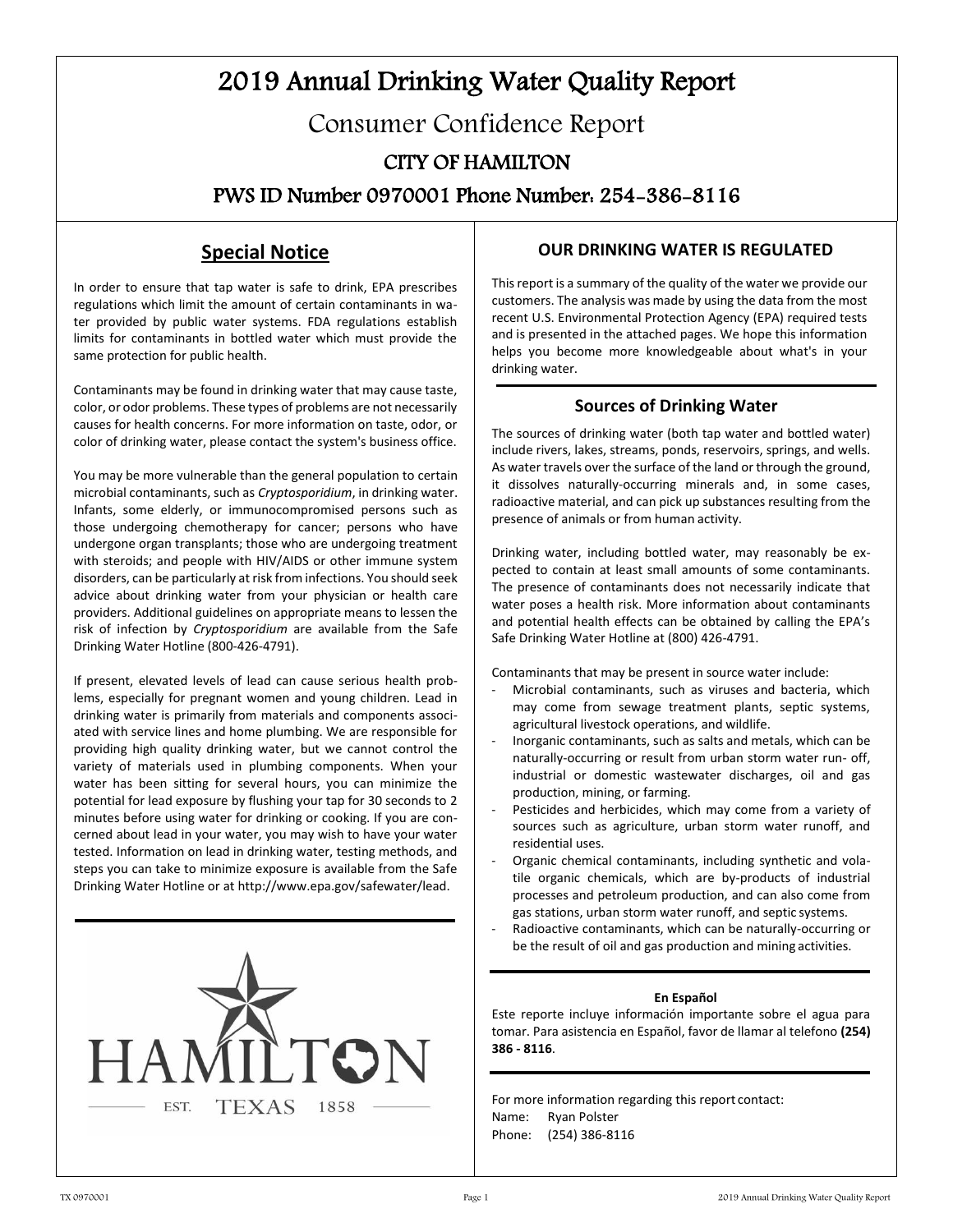# 2019 Annual Drinking Water Quality Report

## Consumer Confidence Report

## CITY OF HAMILTON

## PWS ID Number 0970001 Phone Number: 254-386-8116

## Special Notice

In order to ensure that tap water is safe to drink, EPA prescribes regulations which limit the amount of certain contaminants in water provided by public water systems. FDA regulations establish limits for contaminants in bottled water which must provide the same protection for public health.

Contaminants may be found in drinking water that may cause taste, color, or odor problems. These types of problems are not necessarily causes for health concerns. For more information on taste, odor, or color of drinking water, please contact the system's business office.

You may be more vulnerable than the general population to certain microbial contaminants, such as *Cryptosporidium*, in drinking water. Infants, some elderly, or immunocompromised persons such as those undergoing chemotherapy for cancer; persons who have undergone organ transplants; those who are undergoing treatment with steroids; and people with HIV/AIDS or other immune system disorders, can be particularly at risk from infections. You should seek advice about drinking water from your physician or health care providers. Additional guidelines on appropriate means to lessen the risk of infection by *Cryptosporidium* are available from the Safe Drinking Water Hotline (800-426-4791).

If present, elevated levels of lead can cause serious health problems, especially for pregnant women and young children. Lead in drinking water is primarily from materials and components associated with service lines and home plumbing. We are responsible for providing high quality drinking water, but we cannot control the variety of materials used in plumbing components. When your water has been sitting for several hours, you can minimize the potential for lead exposure by flushing your tap for 30 seconds to 2 minutes before using water for drinking or cooking. If you are concerned about lead in your water, you may wish to have your water tested. Information on lead in drinking water, testing methods, and steps you can take to minimize exposure is available from the Safe Drinking Water Hotline or at http://www.epa.gov/safewater/lead.

HAMILTON
EST. TEXAS 1858

### OUR DRINKING WATER IS REGULATED

This report is a summary of the quality of the water we provide our customers. The analysis was made by using the data from the most recent U.S. Environmental Protection Agency (EPA) required tests and is presented in the attached pages. We hope this information helps you become more knowledgeable about what's in your drinking water.

### Sources of Drinking Water

The sources of drinking water (both tap water and bottled water) include rivers, lakes, streams, ponds, reservoirs, springs, and wells. As water travels over the surface of the land or through the ground, it dissolves naturally-occurring minerals and, in some cases, radioactive material, and can pick up substances resulting from the presence of animals or from human activity.

Drinking water, including bottled water, may reasonably be expected to contain at least small amounts of some contaminants. The presence of contaminants does not necessarily indicate that water poses a health risk. More information about contaminants and potential health effects can be obtained by calling the EPA's Safe Drinking Water Hotline at (800) 426-4791.

Contaminants that may be present in source water include:

- Microbial contaminants, such as viruses and bacteria, which may come from sewage treatment plants, septic systems, agricultural livestock operations, and wildlife.
- Inorganic contaminants, such as salts and metals, which can be naturally-occurring or result from urban storm water run- off, industrial or domestic wastewater discharges, oil and gas production, mining, or farming.
- Pesticides and herbicides, which may come from a variety of sources such as agriculture, urban storm water runoff, and residential uses.
- Organic chemical contaminants, including synthetic and volatile organic chemicals, which are by-products of industrial processes and petroleum production, and can also come from gas stations, urban storm water runoff, and septic systems.
- Radioactive contaminants, which can be naturally-occurring or be the result of oil and gas production and mining activities.

**En Español**

Este reporte incluye información importante sobre el agua para tomar. Para asistencia en Español, favor de llamar al telefono **(254) 386 - 8116**.

For more information regarding this report contact:
Name: Ryan Polster
Phone: (254) 386-8116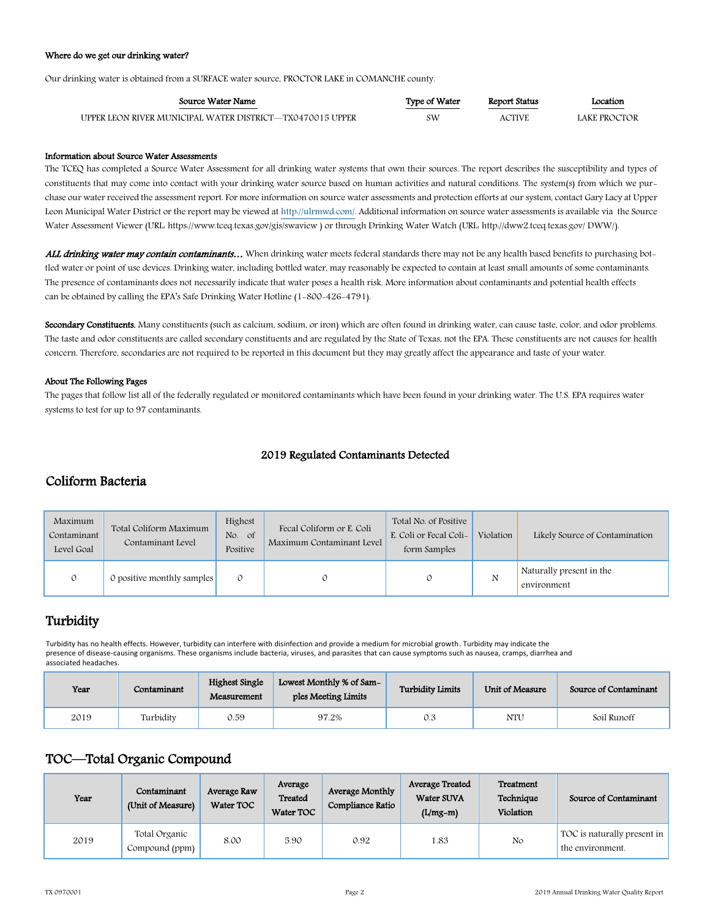#### Where do we get our drinking water?

Our drinking water is obtained from a SURFACE water source, PROCTOR LAKE in COMANCHE county.

| Source Water Name | Type of Water | Report Status | Location |
|---|---|---|---|
| UPPER LEON RIVER MUNICIPAL WATER DISTRICT—TX0470015 UPPER | SW | ACTIVE | LAKE PROCTOR |

#### Information about Source Water Assessments

The TCEQ has completed a Source Water Assessment for all drinking water systems that own their sources. The report describes the susceptibility and types of constituents that may come into contact with your drinking water source based on human activities and natural conditions. The system(s) from which we purchase our water received the assessment report. For more information on source water assessments and protection efforts at our system, contact Gary Lacy at Upper Leon Municipal Water District or the report may be viewed at http://ulrmwd.com/. Additional information on source water assessments is available via the Source Water Assessment Viewer (URL: https://www.tceq.texas.gov/gis/swaview ) or through Drinking Water Watch (URL: http://dww2.tceq.texas.gov/ DWW/).

***ALL drinking water may contain contaminants…*** When drinking water meets federal standards there may not be any health based benefits to purchasing bottled water or point of use devices. Drinking water, including bottled water, may reasonably be expected to contain at least small amounts of some contaminants. The presence of contaminants does not necessarily indicate that water poses a health risk. More information about contaminants and potential health effects can be obtained by calling the EPA's Safe Drinking Water Hotline (1-800-426-4791).

**Secondary Constituents.** Many constituents (such as calcium, sodium, or iron) which are often found in drinking water, can cause taste, color, and odor problems. The taste and odor constituents are called secondary constituents and are regulated by the State of Texas, not the EPA. These constituents are not causes for health concern. Therefore, secondaries are not required to be reported in this document but they may greatly affect the appearance and taste of your water.

#### About The Following Pages

The pages that follow list all of the federally regulated or monitored contaminants which have been found in your drinking water. The U.S. EPA requires water systems to test for up to 97 contaminants.

### 2019 Regulated Contaminants Detected

## Coliform Bacteria

| Maximum Contaminant Level Goal | Total Coliform Maximum Contaminant Level | Highest No. of Positive | Fecal Coliform or E. Coli Maximum Contaminant Level | Total No. of Positive E. Coli or Fecal Coliform Samples | Violation | Likely Source of Contamination |
|---|---|---|---|---|---|---|
| 0 | 0 positive monthly samples | 0 | 0 | 0 | N | Naturally present in the environment |

## Turbidity

Turbidity has no health effects. However, turbidity can interfere with disinfection and provide a medium for microbial growth. Turbidity may indicate the presence of disease-causing organisms. These organisms include bacteria, viruses, and parasites that can cause symptoms such as nausea, cramps, diarrhea and associated headaches.

| Year | Contaminant | Highest Single Measurement | Lowest Monthly % of Samples Meeting Limits | Turbidity Limits | Unit of Measure | Source of Contaminant |
|---|---|---|---|---|---|---|
| 2019 | Turbidity | 0.59 | 97.2% | 0.3 | NTU | Soil Runoff |

## TOC—Total Organic Compound

| Year | Contaminant (Unit of Measure) | Average Raw Water TOC | Average Treated Water TOC | Average Monthly Compliance Ratio | Average Treated Water SUVA (L/mg-m) | Treatment Technique Violation | Source of Contaminant |
|---|---|---|---|---|---|---|---|
| 2019 | Total Organic Compound (ppm) | 8.00 | 5.90 | 0.92 | 1.83 | No | TOC is naturally present in the environment. |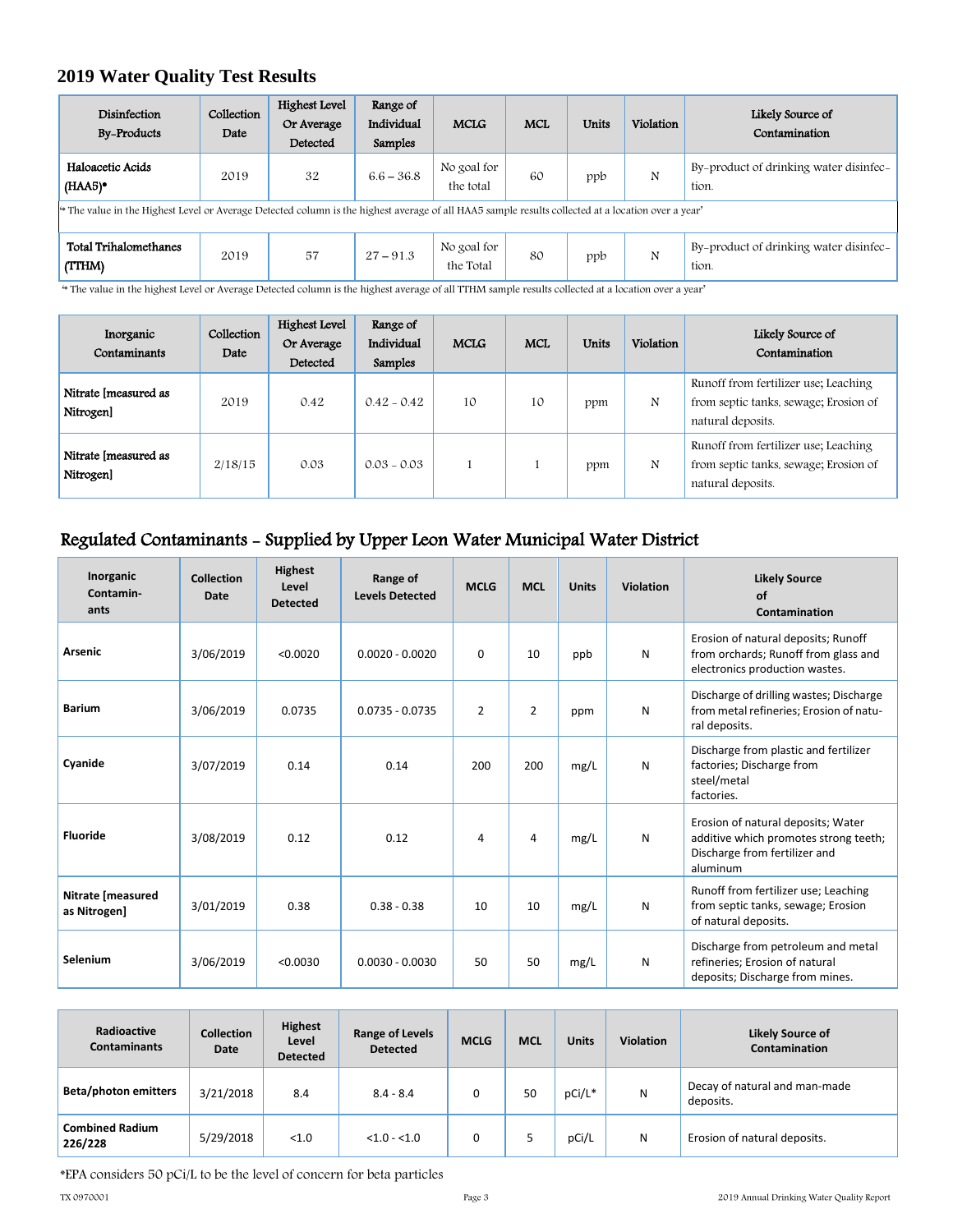## 2019 Water Quality Test Results

| Disinfection By-Products | Collection Date | Highest Level Or Average Detected | Range of Individual Samples | MCLG | MCL | Units | Violation | Likely Source of Contamination |
|---|---|---|---|---|---|---|---|---|
| Haloacetic Acids (HAA5)* | 2019 | 32 | 6.6 – 36.8 | No goal for the total | 60 | ppb | N | By-product of drinking water disinfection. |
| Total Trihalomethanes (TTHM) | 2019 | 57 | 27 – 91.3 | No goal for the Total | 80 | ppb | N | By-product of drinking water disinfection. |

'* The value in the Highest Level or Average Detected column is the highest average of all HAA5 sample results collected at a location over a year'

'* The value in the highest Level or Average Detected column is the highest average of all TTHM sample results collected at a location over a year'

| Inorganic Contaminants | Collection Date | Highest Level Or Average Detected | Range of Individual Samples | MCLG | MCL | Units | Violation | Likely Source of Contamination |
|---|---|---|---|---|---|---|---|---|
| Nitrate [measured as Nitrogen] | 2019 | 0.42 | 0.42 - 0.42 | 10 | 10 | ppm | N | Runoff from fertilizer use; Leaching from septic tanks, sewage; Erosion of natural deposits. |
| Nitrate [measured as Nitrogen] | 2/18/15 | 0.03 | 0.03 - 0.03 | 1 | 1 | ppm | N | Runoff from fertilizer use; Leaching from septic tanks, sewage; Erosion of natural deposits. |

## Regulated Contaminants - Supplied by Upper Leon Water Municipal Water District

| Inorganic Contaminants | Collection Date | Highest Level Detected | Range of Levels Detected | MCLG | MCL | Units | Violation | Likely Source of Contamination |
|---|---|---|---|---|---|---|---|---|
| Arsenic | 3/06/2019 | <0.0020 | 0.0020 - 0.0020 | 0 | 10 | ppb | N | Erosion of natural deposits; Runoff from orchards; Runoff from glass and electronics production wastes. |
| Barium | 3/06/2019 | 0.0735 | 0.0735 - 0.0735 | 2 | 2 | ppm | N | Discharge of drilling wastes; Discharge from metal refineries; Erosion of natural deposits. |
| Cyanide | 3/07/2019 | 0.14 | 0.14 | 200 | 200 | mg/L | N | Discharge from plastic and fertilizer factories; Discharge from steel/metal factories. |
| Fluoride | 3/08/2019 | 0.12 | 0.12 | 4 | 4 | mg/L | N | Erosion of natural deposits; Water additive which promotes strong teeth; Discharge from fertilizer and aluminum |
| Nitrate [measured as Nitrogen] | 3/01/2019 | 0.38 | 0.38 - 0.38 | 10 | 10 | mg/L | N | Runoff from fertilizer use; Leaching from septic tanks, sewage; Erosion of natural deposits. |
| Selenium | 3/06/2019 | <0.0030 | 0.0030 - 0.0030 | 50 | 50 | mg/L | N | Discharge from petroleum and metal refineries; Erosion of natural deposits; Discharge from mines. |

| Radioactive Contaminants | Collection Date | Highest Level Detected | Range of Levels Detected | MCLG | MCL | Units | Violation | Likely Source of Contamination |
|---|---|---|---|---|---|---|---|---|
| Beta/photon emitters | 3/21/2018 | 8.4 | 8.4 - 8.4 | 0 | 50 | pCi/L* | N | Decay of natural and man-made deposits. |
| Combined Radium 226/228 | 5/29/2018 | <1.0 | <1.0 - <1.0 | 0 | 5 | pCi/L | N | Erosion of natural deposits. |

*EPA considers 50 pCi/L to be the level of concern for beta particles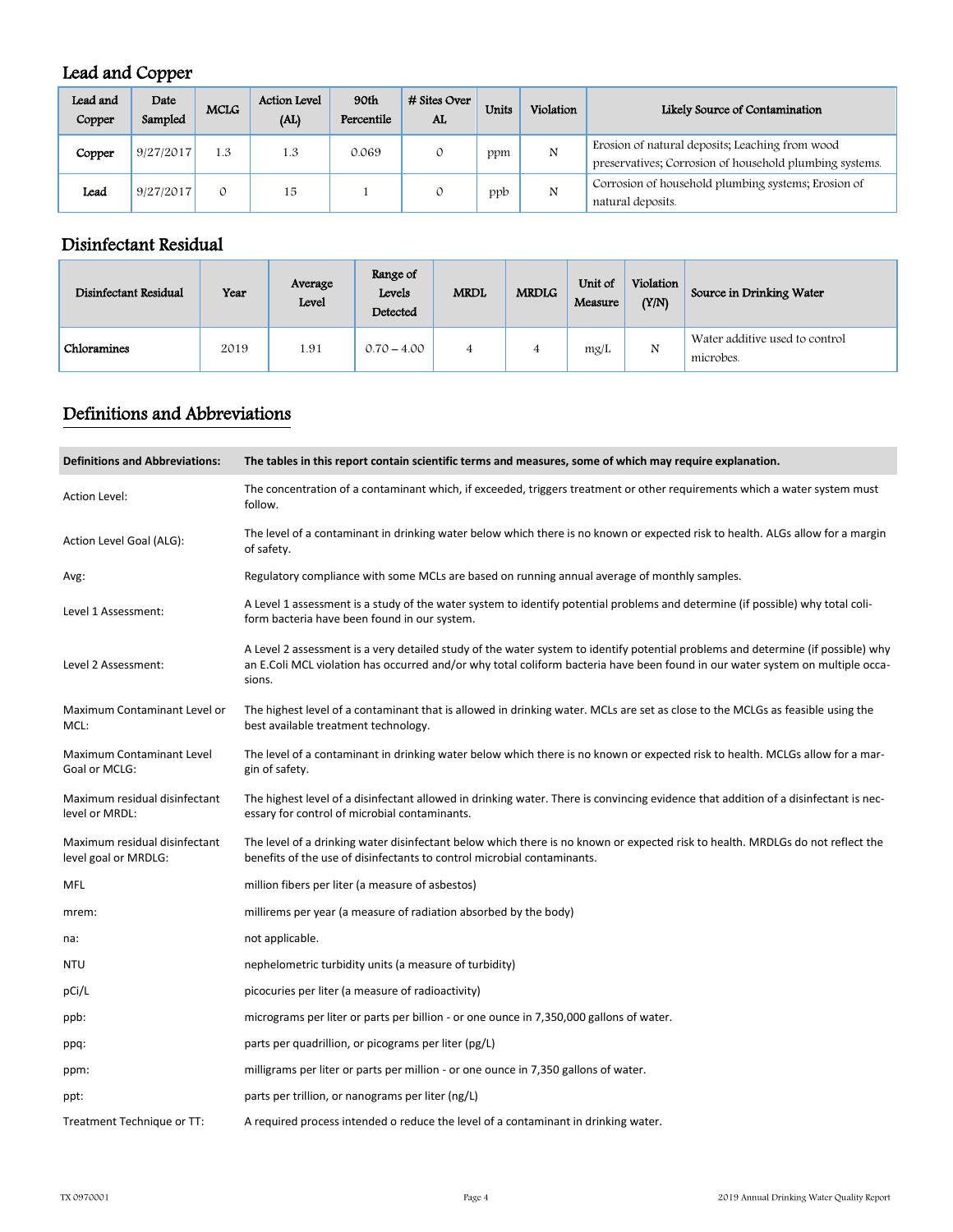## Lead and Copper

| Lead and Copper | Date Sampled | MCLG | Action Level (AL) | 90th Percentile | # Sites Over AL | Units | Violation | Likely Source of Contamination |
|---|---|---|---|---|---|---|---|---|
| Copper | 9/27/2017 | 1.3 | 1.3 | 0.069 | 0 | ppm | N | Erosion of natural deposits; Leaching from wood preservatives; Corrosion of household plumbing systems. |
| Lead | 9/27/2017 | 0 | 15 | 1 | 0 | ppb | N | Corrosion of household plumbing systems; Erosion of natural deposits. |

## Disinfectant Residual

| Disinfectant Residual | Year | Average Level | Range of Levels Detected | MRDL | MRDLG | Unit of Measure | Violation (Y/N) | Source in Drinking Water |
|---|---|---|---|---|---|---|---|---|
| Chloramines | 2019 | 1.91 | 0.70 – 4.00 | 4 | 4 | mg/L | N | Water additive used to control microbes. |

## Definitions and Abbreviations

| Definitions and Abbreviations: | The tables in this report contain scientific terms and measures, some of which may require explanation. |
|---|---|
| Action Level: | The concentration of a contaminant which, if exceeded, triggers treatment or other requirements which a water system must follow. |
| Action Level Goal (ALG): | The level of a contaminant in drinking water below which there is no known or expected risk to health. ALGs allow for a margin of safety. |
| Avg: | Regulatory compliance with some MCLs are based on running annual average of monthly samples. |
| Level 1 Assessment: | A Level 1 assessment is a study of the water system to identify potential problems and determine (if possible) why total coliform bacteria have been found in our system. |
| Level 2 Assessment: | A Level 2 assessment is a very detailed study of the water system to identify potential problems and determine (if possible) why an E.Coli MCL violation has occurred and/or why total coliform bacteria have been found in our water system on multiple occasions. |
| Maximum Contaminant Level or MCL: | The highest level of a contaminant that is allowed in drinking water. MCLs are set as close to the MCLGs as feasible using the best available treatment technology. |
| Maximum Contaminant Level Goal or MCLG: | The level of a contaminant in drinking water below which there is no known or expected risk to health. MCLGs allow for a margin of safety. |
| Maximum residual disinfectant level or MRDL: | The highest level of a disinfectant allowed in drinking water. There is convincing evidence that addition of a disinfectant is necessary for control of microbial contaminants. |
| Maximum residual disinfectant level goal or MRDLG: | The level of a drinking water disinfectant below which there is no known or expected risk to health. MRDLGs do not reflect the benefits of the use of disinfectants to control microbial contaminants. |
| MFL | million fibers per liter (a measure of asbestos) |
| mrem: | millirems per year (a measure of radiation absorbed by the body) |
| na: | not applicable. |
| NTU | nephelometric turbidity units (a measure of turbidity) |
| pCi/L | picocuries per liter (a measure of radioactivity) |
| ppb: | micrograms per liter or parts per billion - or one ounce in 7,350,000 gallons of water. |
| ppq: | parts per quadrillion, or picograms per liter (pg/L) |
| ppm: | milligrams per liter or parts per million - or one ounce in 7,350 gallons of water. |
| ppt: | parts per trillion, or nanograms per liter (ng/L) |
| Treatment Technique or TT: | A required process intended o reduce the level of a contaminant in drinking water. |